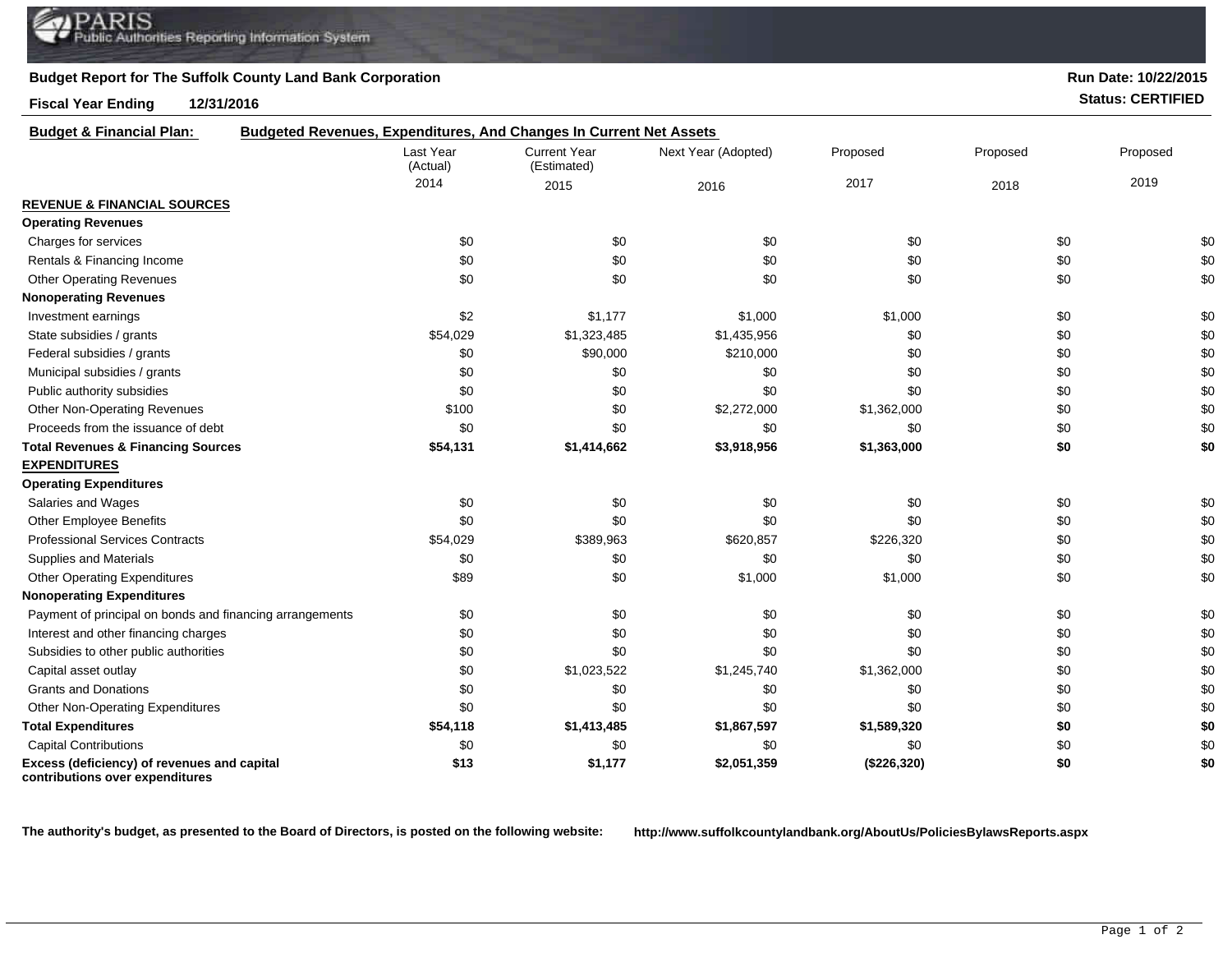PARIS
Public Authorities Reporting Information System

**Budget Report for The Suffolk County Land Bank Corporation**

**Run Date: 10/22/2015**

**Fiscal Year Ending 12/31/2016**

**Status: CERTIFIED**

**Budget & Financial Plan:** **Budgeted Revenues, Expenditures, And Changes In Current Net Assets**

| | Last Year (Actual) 2014 | Current Year (Estimated) 2015 | Next Year (Adopted) 2016 | Proposed 2017 | Proposed 2018 | Proposed 2019 |
|---|---|---|---|---|---|---|
| **REVENUE & FINANCIAL SOURCES** | | | | | | |
| **Operating Revenues** | | | | | | |
| Charges for services | $0 | $0 | $0 | $0 | $0 | $0 |
| Rentals & Financing Income | $0 | $0 | $0 | $0 | $0 | $0 |
| Other Operating Revenues | $0 | $0 | $0 | $0 | $0 | $0 |
| **Nonoperating Revenues** | | | | | | |
| Investment earnings | $2 | $1,177 | $1,000 | $1,000 | $0 | $0 |
| State subsidies / grants | $54,029 | $1,323,485 | $1,435,956 | $0 | $0 | $0 |
| Federal subsidies / grants | $0 | $90,000 | $210,000 | $0 | $0 | $0 |
| Municipal subsidies / grants | $0 | $0 | $0 | $0 | $0 | $0 |
| Public authority subsidies | $0 | $0 | $0 | $0 | $0 | $0 |
| Other Non-Operating Revenues | $100 | $0 | $2,272,000 | $1,362,000 | $0 | $0 |
| Proceeds from the issuance of debt | $0 | $0 | $0 | $0 | $0 | $0 |
| **Total Revenues & Financing Sources** | **$54,131** | **$1,414,662** | **$3,918,956** | **$1,363,000** | **$0** | **$0** |
| **EXPENDITURES** | | | | | | |
| **Operating Expenditures** | | | | | | |
| Salaries and Wages | $0 | $0 | $0 | $0 | $0 | $0 |
| Other Employee Benefits | $0 | $0 | $0 | $0 | $0 | $0 |
| Professional Services Contracts | $54,029 | $389,963 | $620,857 | $226,320 | $0 | $0 |
| Supplies and Materials | $0 | $0 | $0 | $0 | $0 | $0 |
| Other Operating Expenditures | $89 | $0 | $1,000 | $1,000 | $0 | $0 |
| **Nonoperating Expenditures** | | | | | | |
| Payment of principal on bonds and financing arrangements | $0 | $0 | $0 | $0 | $0 | $0 |
| Interest and other financing charges | $0 | $0 | $0 | $0 | $0 | $0 |
| Subsidies to other public authorities | $0 | $0 | $0 | $0 | $0 | $0 |
| Capital asset outlay | $0 | $1,023,522 | $1,245,740 | $1,362,000 | $0 | $0 |
| Grants and Donations | $0 | $0 | $0 | $0 | $0 | $0 |
| Other Non-Operating Expenditures | $0 | $0 | $0 | $0 | $0 | $0 |
| **Total Expenditures** | **$54,118** | **$1,413,485** | **$1,867,597** | **$1,589,320** | **$0** | **$0** |
| Capital Contributions | $0 | $0 | $0 | $0 | $0 | $0 |
| **Excess (deficiency) of revenues and capital contributions over expenditures** | **$13** | **$1,177** | **$2,051,359** | **($226,320)** | **$0** | **$0** |

**The authority's budget, as presented to the Board of Directors, is posted on the following website:** **http://www.suffolkcountylandbank.org/AboutUs/PoliciesBylawsReports.aspx**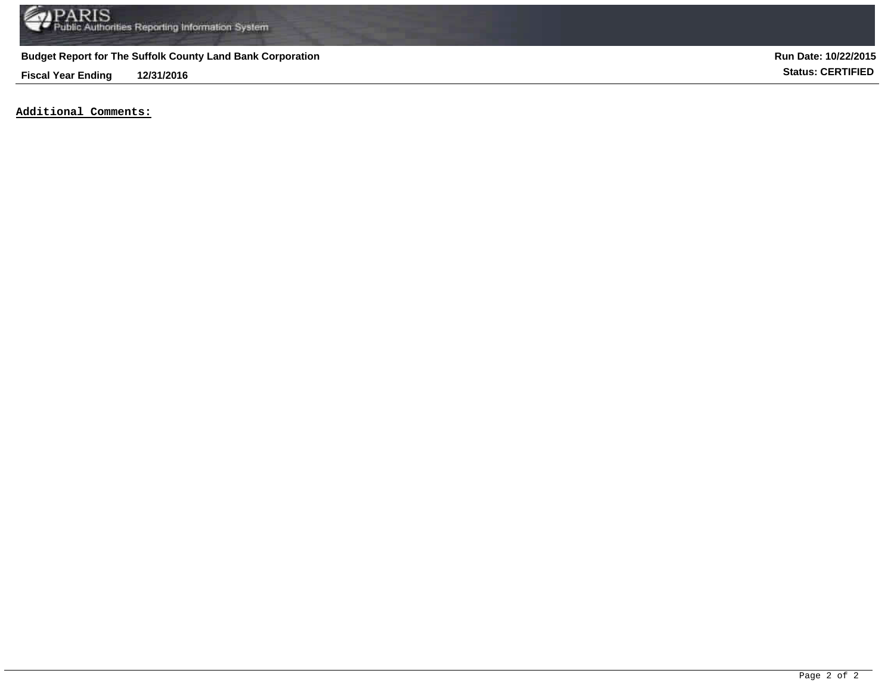**Budget Report for The Suffolk County Land Bank Corporation**

**Run Date: 10/22/2015**

**Fiscal Year Ending 12/31/2016**

**Status: CERTIFIED**

**Additional Comments:**